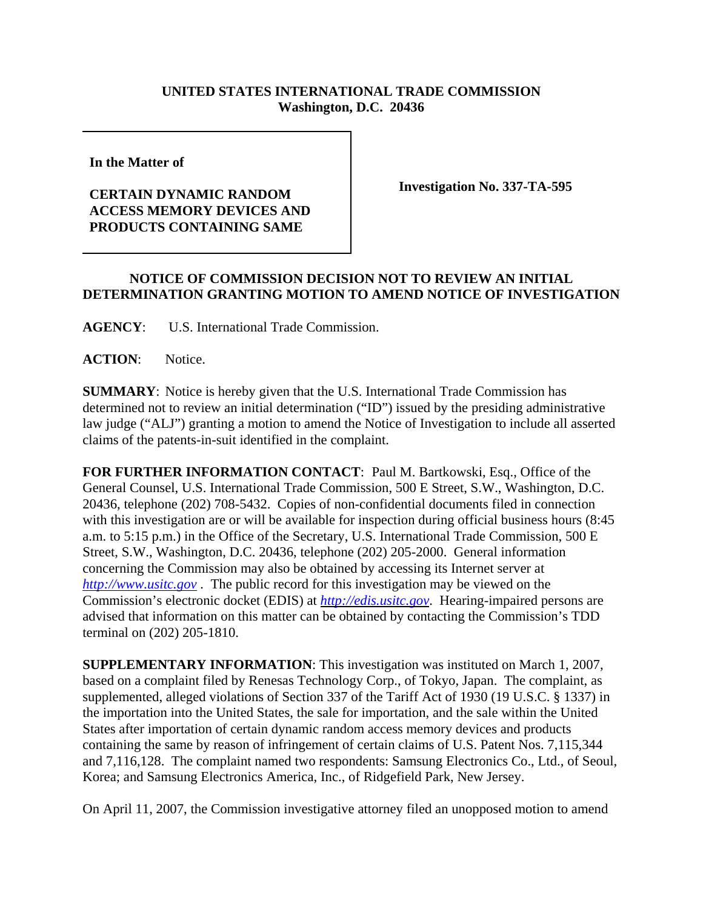**UNITED STATES INTERNATIONAL TRADE COMMISSION**
**Washington, D.C. 20436**

| **In the Matter of**<br><br>**CERTAIN DYNAMIC RANDOM ACCESS MEMORY DEVICES AND PRODUCTS CONTAINING SAME** | **Investigation No. 337-TA-595** |
|---|---|

**NOTICE OF COMMISSION DECISION NOT TO REVIEW AN INITIAL DETERMINATION GRANTING MOTION TO AMEND NOTICE OF INVESTIGATION**

**AGENCY**: U.S. International Trade Commission.

**ACTION**: Notice.

**SUMMARY**: Notice is hereby given that the U.S. International Trade Commission has determined not to review an initial determination ("ID") issued by the presiding administrative law judge ("ALJ") granting a motion to amend the Notice of Investigation to include all asserted claims of the patents-in-suit identified in the complaint.

**FOR FURTHER INFORMATION CONTACT**: Paul M. Bartkowski, Esq., Office of the General Counsel, U.S. International Trade Commission, 500 E Street, S.W., Washington, D.C. 20436, telephone (202) 708-5432. Copies of non-confidential documents filed in connection with this investigation are or will be available for inspection during official business hours (8:45 a.m. to 5:15 p.m.) in the Office of the Secretary, U.S. International Trade Commission, 500 E Street, S.W., Washington, D.C. 20436, telephone (202) 205-2000. General information concerning the Commission may also be obtained by accessing its Internet server at *http://www.usitc.gov* . The public record for this investigation may be viewed on the Commission's electronic docket (EDIS) at *http://edis.usitc.gov*. Hearing-impaired persons are advised that information on this matter can be obtained by contacting the Commission's TDD terminal on (202) 205-1810.

**SUPPLEMENTARY INFORMATION**: This investigation was instituted on March 1, 2007, based on a complaint filed by Renesas Technology Corp., of Tokyo, Japan. The complaint, as supplemented, alleged violations of Section 337 of the Tariff Act of 1930 (19 U.S.C. § 1337) in the importation into the United States, the sale for importation, and the sale within the United States after importation of certain dynamic random access memory devices and products containing the same by reason of infringement of certain claims of U.S. Patent Nos. 7,115,344 and 7,116,128. The complaint named two respondents: Samsung Electronics Co., Ltd., of Seoul, Korea; and Samsung Electronics America, Inc., of Ridgefield Park, New Jersey.

On April 11, 2007, the Commission investigative attorney filed an unopposed motion to amend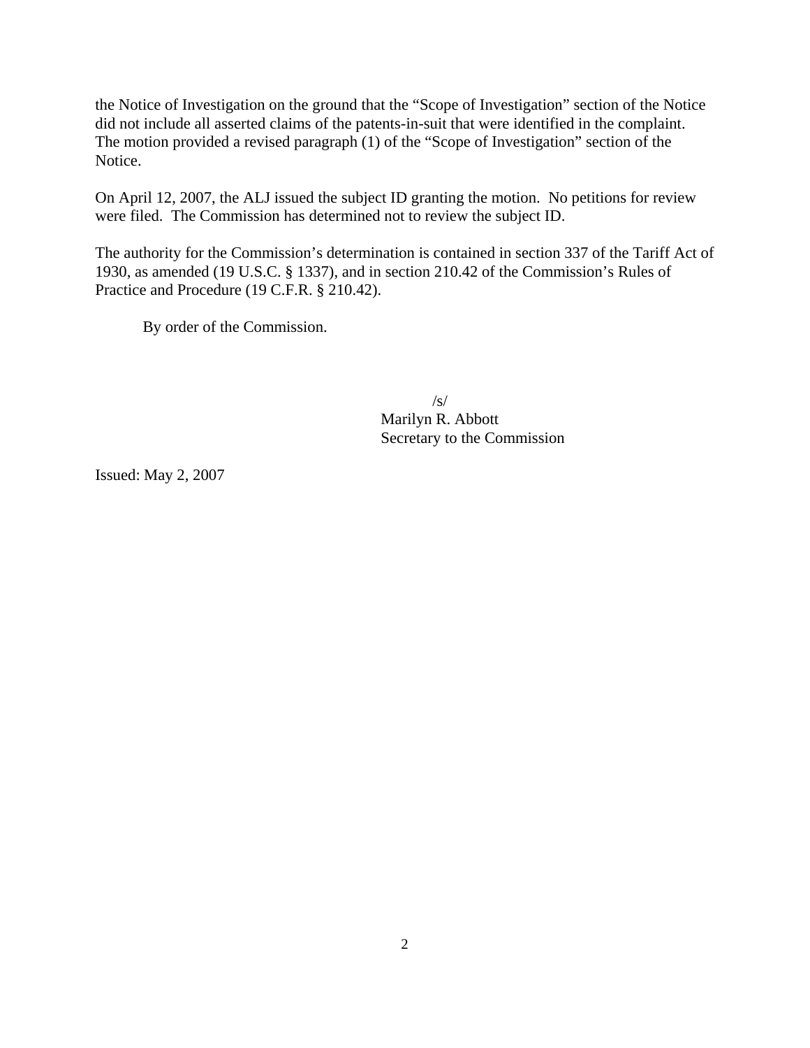the Notice of Investigation on the ground that the "Scope of Investigation" section of the Notice did not include all asserted claims of the patents-in-suit that were identified in the complaint. The motion provided a revised paragraph (1) of the "Scope of Investigation" section of the Notice.

On April 12, 2007, the ALJ issued the subject ID granting the motion. No petitions for review were filed. The Commission has determined not to review the subject ID.

The authority for the Commission's determination is contained in section 337 of the Tariff Act of 1930, as amended (19 U.S.C. § 1337), and in section 210.42 of the Commission's Rules of Practice and Procedure (19 C.F.R. § 210.42).

By order of the Commission.

/s/
Marilyn R. Abbott
Secretary to the Commission

Issued: May 2, 2007